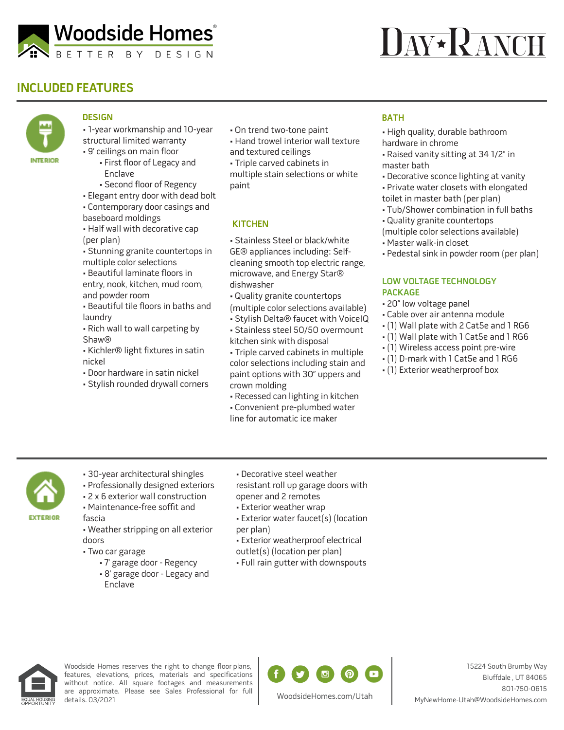# Woodside Homes

BETTER BY DESIGN

# DAY★RANCH

## INCLUDED FEATURES

INTERIOR

### DESIGN

- 1-year workmanship and 10-year structural limited warranty
- 9' ceilings on main floor
  - First floor of Legacy and Enclave
  - Second floor of Regency
- Elegant entry door with dead bolt
- Contemporary door casings and baseboard moldings
- Half wall with decorative cap (per plan)
- Stunning granite countertops in multiple color selections
- Beautiful laminate floors in entry, nook, kitchen, mud room, and powder room
- Beautiful tile floors in baths and laundry
- Rich wall to wall carpeting by Shaw®
- Kichler® light fixtures in satin nickel
- Door hardware in satin nickel
- Stylish rounded drywall corners
- On trend two-tone paint
- Hand trowel interior wall texture and textured ceilings
- Triple carved cabinets in multiple stain selections or white paint

### KITCHEN

- Stainless Steel or black/white GE® appliances including: Self-cleaning smooth top electric range, microwave, and Energy Star® dishwasher
- Quality granite countertops (multiple color selections available)
- Stylish Delta® faucet with VoiceIQ
- Stainless steel 50/50 overmount kitchen sink with disposal
- Triple carved cabinets in multiple color selections including stain and paint options with 30" uppers and crown molding
- Recessed can lighting in kitchen
- Convenient pre-plumbed water line for automatic ice maker

### BATH

- High quality, durable bathroom hardware in chrome
- Raised vanity sitting at 34 1/2" in master bath
- Decorative sconce lighting at vanity
- Private water closets with elongated toilet in master bath (per plan)
- Tub/Shower combination in full baths
- Quality granite countertops (multiple color selections available)
- Master walk-in closet
- Pedestal sink in powder room (per plan)

### LOW VOLTAGE TECHNOLOGY PACKAGE

- 20" low voltage panel
- Cable over air antenna module
- (1) Wall plate with 2 Cat5e and 1 RG6
- (1) Wall plate with 1 Cat5e and 1 RG6
- (1) Wireless access point pre-wire
- (1) D-mark with 1 Cat5e and 1 RG6
- (1) Exterior weatherproof box

EXTERIOR

- 30-year architectural shingles
- Professionally designed exteriors
- 2 x 6 exterior wall construction
- Maintenance-free soffit and fascia
- Weather stripping on all exterior doors
- Two car garage
  - 7' garage door - Regency
  - 8' garage door - Legacy and Enclave
- Decorative steel weather resistant roll up garage doors with opener and 2 remotes
- Exterior weather wrap
- Exterior water faucet(s) (location per plan)
- Exterior weatherproof electrical outlet(s) (location per plan)
- Full rain gutter with downspouts

EQUAL HOUSING OPPORTUNITY

Woodside Homes reserves the right to change floor plans, features, elevations, prices, materials and specifications without notice. All square footages and measurements are approximate. Please see Sales Professional for full details. 03/2021

WoodsideHomes.com/Utah

15224 South Brumby Way
Bluffdale , UT 84065
801-750-0615
MyNewHome-Utah@WoodsideHomes.com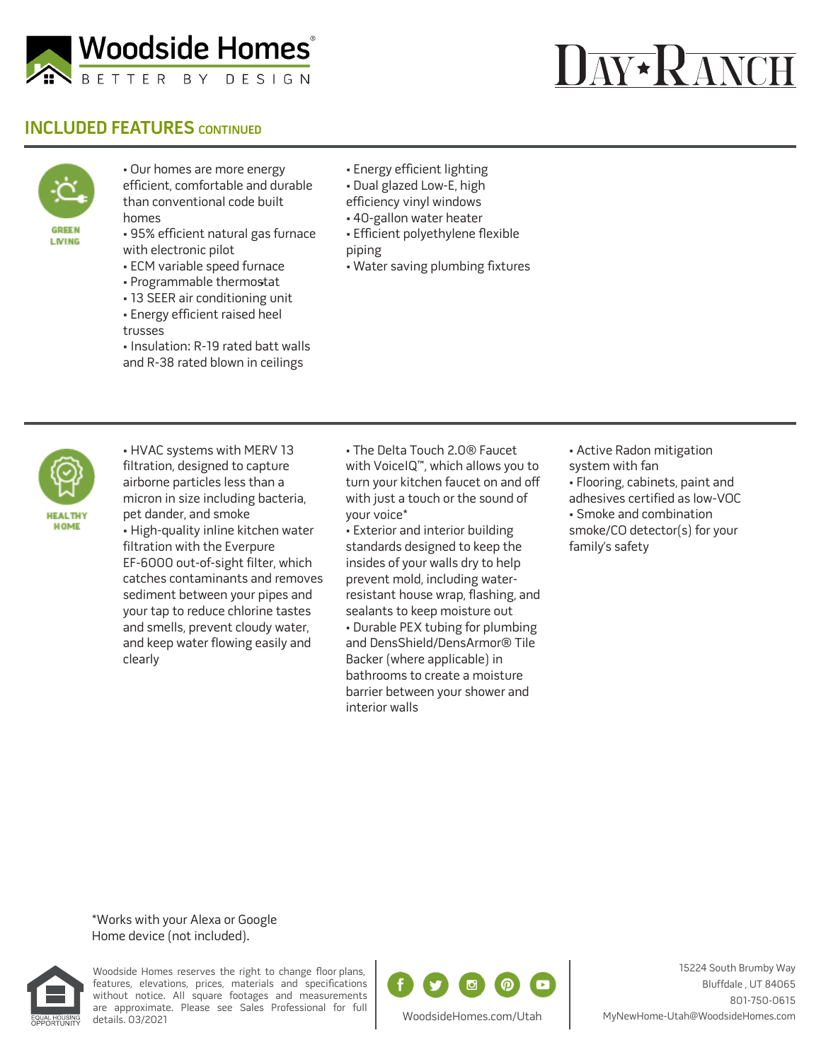## INCLUDED FEATURES CONTINUED

### GREEN LIVING

- Our homes are more energy efficient, comfortable and durable than conventional code built homes
- 95% efficient natural gas furnace with electronic pilot
- ECM variable speed furnace
- Programmable thermostat
- 13 SEER air conditioning unit
- Energy efficient raised heel trusses
- Insulation: R-19 rated batt walls and R-38 rated blown in ceilings
- Energy efficient lighting
- Dual glazed Low-E, high efficiency vinyl windows
- 40-gallon water heater
- Efficient polyethylene flexible piping
- Water saving plumbing fixtures

### HEALTHY HOME

- HVAC systems with MERV 13 filtration, designed to capture airborne particles less than a micron in size including bacteria, pet dander, and smoke
- High-quality inline kitchen water filtration with the Everpure EF-6000 out-of-sight filter, which catches contaminants and removes sediment between your pipes and your tap to reduce chlorine tastes and smells, prevent cloudy water, and keep water flowing easily and clearly
- The Delta Touch 2.0® Faucet with VoiceIQ™, which allows you to turn your kitchen faucet on and off with just a touch or the sound of your voice*
- Exterior and interior building standards designed to keep the insides of your walls dry to help prevent mold, including water-resistant house wrap, flashing, and sealants to keep moisture out
- Durable PEX tubing for plumbing and DensShield/DensArmor® Tile Backer (where applicable) in bathrooms to create a moisture barrier between your shower and interior walls
- Active Radon mitigation system with fan
- Flooring, cabinets, paint and adhesives certified as low-VOC
- Smoke and combination smoke/CO detector(s) for your family's safety

*Works with your Alexa or Google Home device (not included).

Woodside Homes reserves the right to change floor plans, features, elevations, prices, materials and specifications without notice. All square footages and measurements are approximate. Please see Sales Professional for full details. 03/2021

WoodsideHomes.com/Utah

15224 South Brumby Way
Bluffdale , UT 84065
801-750-0615
MyNewHome-Utah@WoodsideHomes.com